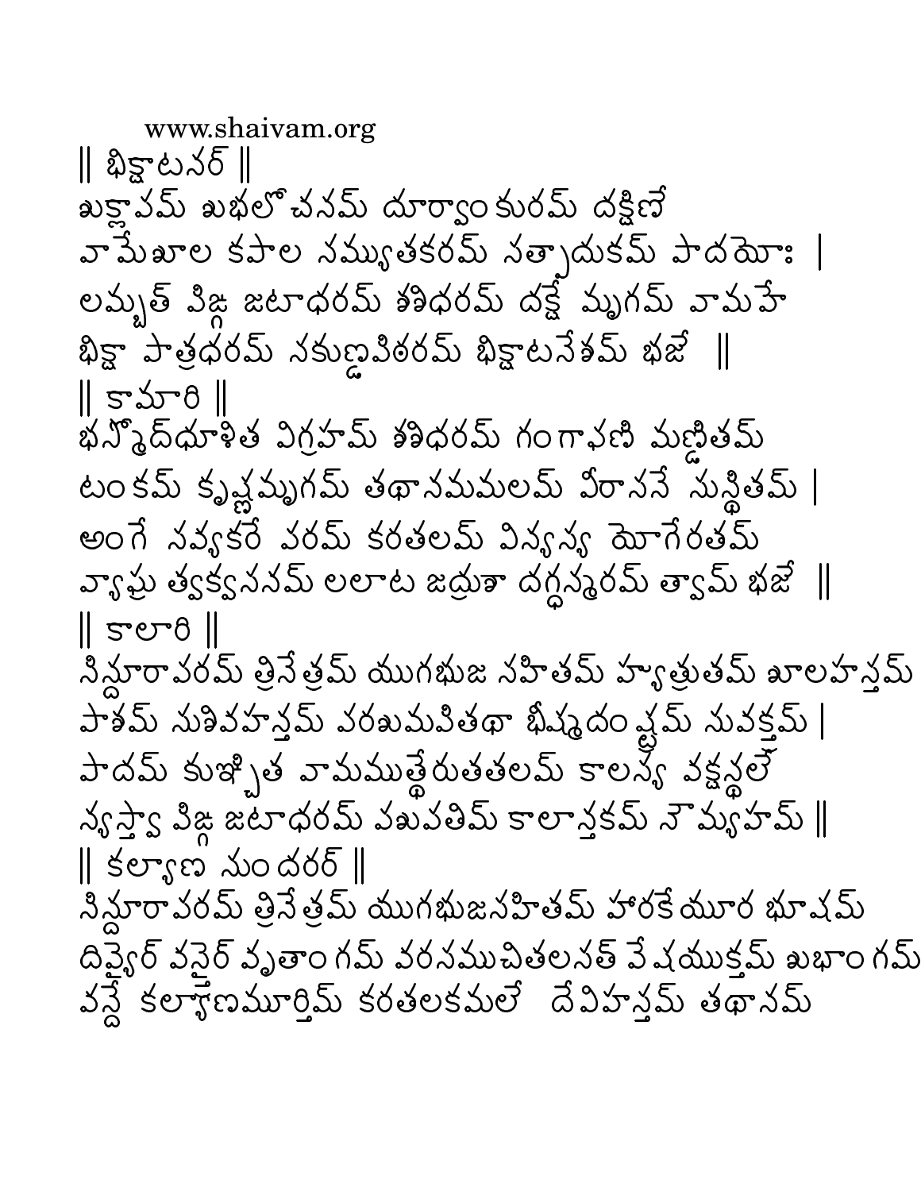www.shaivam.org

|| భిక్షాటనర్ ||

ఖట్వాంగమ్ ఖభలోచనమ్ దూర్వాంకురమ్ దక్షిణే
వామేఖాల కపాల నమ్యుతకరమ్ నత్పాదుకమ్ పాదయోః |
లమ్బత్ పిఙ్గ జటాధరమ్ శశిధరమ్ దక్షే మృగమ్ వామహే
భిక్షా పాత్రధరమ్ నకుణ్డవిశరమ్ భిక్షాటనేశమ్ భజే ||

|| కామారి ||

భస్మోద్ధూళిత విగ్రహమ్ శశిధరమ్ గంగాఫణి మణ్డితమ్
టంకమ్ కృష్ణమృగమ్ తథానమమలమ్ వీరాననే నుస్థితమ్ |
అంగే నవ్యకరే వరమ్ కరతలమ్ విన్యన్య యోగేరతమ్
వ్యాఘ్ర త్వక్వననమ్ లలాట జద్రుశా దగ్ధన్మరమ్ త్వామ్ భజే ||

|| కాలారి ||

నిన్దూరావరమ్ త్రినేత్రమ్ యుగభుజ నహితమ్ హ్యాత్రుతమ్ ఖాలహస్తమ్
పాశమ్ నుశివహస్తమ్ వరఖమవితథా భీష్మదంష్ట్రమ్ నువక్త్రమ్ |
పాదమ్ కుఞ్చిత వామముత్థేరుతతలమ్ కాలన్య వక్షస్థలే
న్యస్త్వా పిఙ్గ జటాధరమ్ పఖపతిమ్ కాలాన్తకమ్ నౌమ్యహమ్ ||

|| కల్యాణ నుందరర్ ||

నిన్దూరావరమ్ త్రినేత్రమ్ యుగభుజనహితమ్ హారకేయూర భూషమ్
దివ్యైర్ వస్త్రైర్ వృతాంగమ్ వరనముచితలనత్ వేషయుక్తమ్ ఖభాంగమ్
వన్దే కల్యాణమూర్తిమ్ కరతలకమలే దేవిహస్తమ్ తథానమ్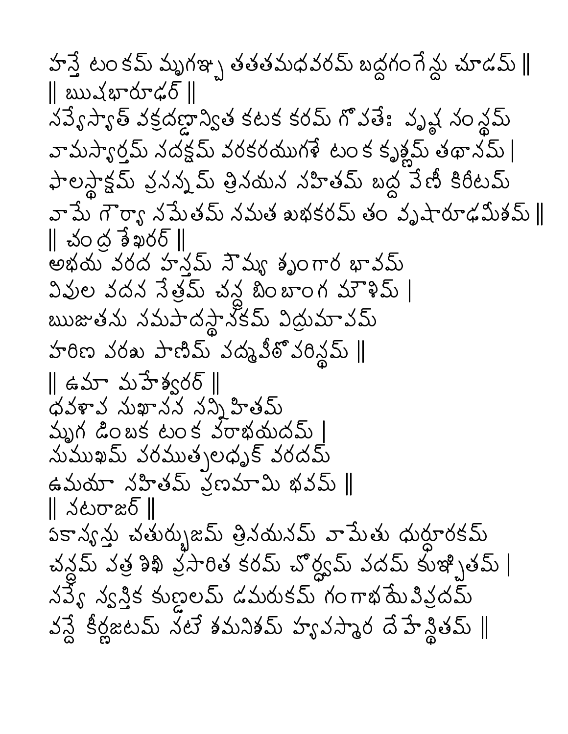హస్తే టంకమ్ మృగఞ్చ తతతమధవరమ్ బద్ధగంగేన్దు చూడమ్ ||

|| ఋషభారూఢర్ ||

సవ్యేస్యాత్ వక్రదణ్డాన్విత కటక కరమ్ గోపతేః వృష్ఠ సంస్థమ్
వామస్యార్తమ్ సదక్షమ్ వరకరయుగళే టంక కృష్ణమ్ తథానమ్ |
ఫాలస్థాక్షమ్ ప్రసన్నమ్ త్రినయన సహితమ్ బద్ధ వేణీ కిరీటమ్
వామే గౌర్యా సమేతమ్ నమత శుభకరమ్ తం వృషారూఢమీశమ్ ||

|| చంద్ర శేఖరర్ ||

అభయ వరద హస్తమ్ సౌమ్య శృంగార భావమ్
విపుల వదన నేత్రమ్ చన్ద్ర బింబాంగ మౌళిమ్ |
ఋజుతను సమపాదస్థానకమ్ విద్రుమాభమ్
హరిణ వరశు పాణిమ్ పద్మపీఠోపరిస్థమ్ ||

|| ఉమా మహేశ్వరర్ ||

ధవళాభ సుఖాసన సన్నిహితమ్
మృగ డింబక టంక వరాభయదమ్ |
సుముఖమ్ వరముత్పలధృక్ వరదమ్
ఉమయా సహితమ్ ప్రణమామి భవమ్ ||

|| నటరాజర్ ||

ఏకాస్యన్తు చతుర్భుజమ్ త్రినయనమ్ వామేతు ధుర్ధూరకమ్
చన్ద్రమ్ పత్ర శిఖి ప్రసారిత కరమ్ చోర్ధ్వమ్ పదమ్ కుఞ్చితమ్ |
సవ్యే స్వస్తిక కుణ్డలమ్ డమరుకమ్ గంగాభయేపిప్రదమ్
వన్దే కీర్ణజటమ్ నటే శమనిశమ్ హ్యపస్మార దేహేస్థితమ్ ||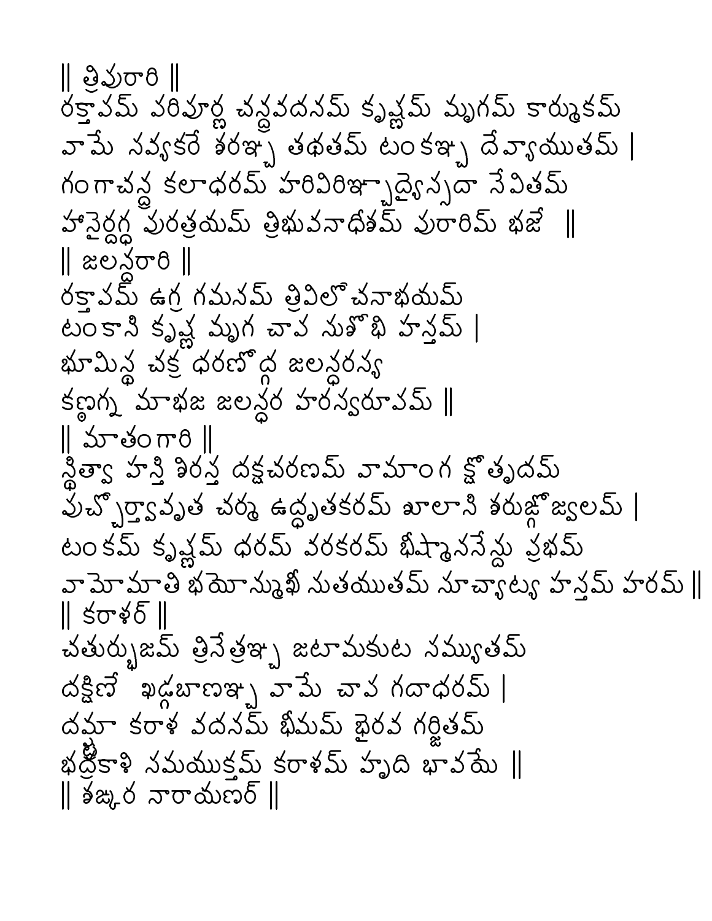|| త్రిపురారి ||

రక్తావమ్ వరిపూర్ణ చన్ద్రవదనమ్ కృష్ణమ్ మృగమ్ కార్ముకమ్
వామే నవ్యకరే శరఞ్చ తథతమ్ టంకఞ్చ దేవ్యాయుతమ్ |
గంగాచన్ద్ర కలాధరమ్ హరివిరిఞ్చాద్యైన్సదా సేవితమ్
హాసైర్దగ్ధ వురత్రయమ్ త్రిభువనాధీశమ్ వురారిమ్ భజే ||

|| జలన్ధరారి ||

రక్తావమ్ ఉగ్ర గమనమ్ త్రివిలోచనాభయమ్
టంకాని కృష్ణ మృగ చావ నుశోభి హస్తమ్ |
భూమిన్థ చక్ర ధరణోద్గ జలన్ధరస్య
కణ్ఠగ్న మాభజ జలన్ధర హరస్వరూవమ్ ||

|| మాతంగారి ||

స్థిత్వా హస్తి శిరస్త దక్షచరణమ్ వామాంగ క్షోత్రృదమ్
వుచ్ఛ్ర్వావృత చర్మ ఉద్ధృతకరమ్ ఖాలాని శరుజ్జోజ్వలమ్ |
టంకమ్ కృష్ణమ్ ధరమ్ వరకరమ్ భీష్మాననేన్దు ప్రభమ్
వామోమాతి భయోన్ముఖీ నుతయుతమ్ నూచ్యాట్య హస్తమ్ హరమ్ ||

|| కరాళర్ ||

చతుర్భుజమ్ త్రినేత్రఞ్చ జటామకుట నమ్యుతమ్
దక్షిణే ఖడ్గబాణఞ్చ వామే చావ గదాధరమ్ |
దమ్హా కరాళ వదనమ్ భీమమ్ భైరవ గర్జితమ్
భద్రకాళి నమయుక్తమ్ కరాళమ్ హృది భావయే ||

|| శఙ్కర నారాయణర్ ||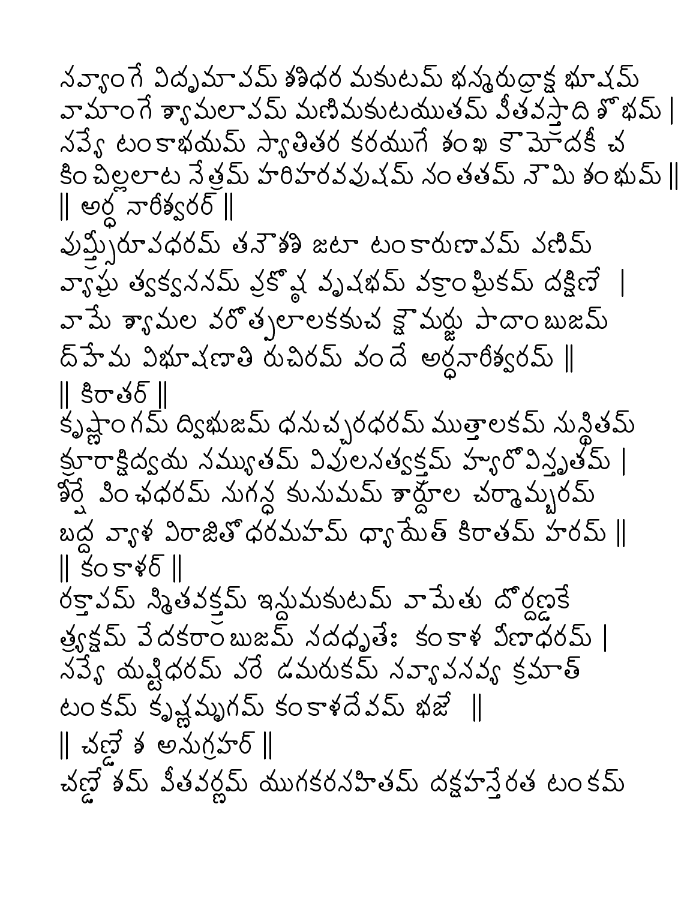సవ్యాంగే విద్రుమాభమ్ శశిధర మకుటమ్ భస్మరుద్రాక్ష భూషమ్
వామాంగే శ్యామలాభమ్ మణిమకుటయుతమ్ పీతవస్త్రాది శోభమ్ |
సవ్యే టంకాభయమ్ స్యాదితర కరయుగే శంఖ కౌమోదకీ చ
కించిల్లలాట నేత్రమ్ హరిహరవపుషమ్ సంతతమ్ నౌమి శంభుమ్ ||

|| అర్ధ నారీశ్వరర్ ||

పుష్ట్యైరూపధరమ్ తనౌశశి జటా టంకారుణాభమ్ మణిమ్
వ్యాఘ్ర త్వక్వసనమ్ ప్రకోష్ఠ వృషభమ్ వక్రాంఘ్రికమ్ దక్షిణే |
వామే శ్యామల పరోత్పలాలకకుచ క్షౌమర్ఘు పాదాంబుజమ్
ద్హేమ విభూషణాతి రుచిరమ్ వందే అర్ధనారీశ్వరమ్ ||

|| కిరాతర్ ||

కృష్ణాంగమ్ ద్విభుజమ్ ధనుచ్చరధరమ్ ముత్తాలకమ్ సుస్థితమ్
క్రూరాక్షిద్వయ సమ్యుతమ్ విపులసత్వక్త్రమ్ హ్యారోవిస్తృతమ్ |
శీర్షే పింఛధరమ్ సుగన్ధ కుసుమమ్ శార్దూల చర్మామ్బరమ్
బద్ధ వ్యాళ విరాజితోధరమహమ్ ధ్యాయేత్ కిరాతమ్ హరమ్ ||

|| కంకాళర్ ||

రక్తాభమ్ స్మితవక్త్రమ్ ఇన్దుమకుటమ్ వామేతు దోర్దణ్డకే
త్ర్యక్షమ్ వేదకరాంబుజమ్ సదధృతేః కంకాళ వీణాధరమ్ |
సవ్యే యష్టిధరమ్ పరే డమరుకమ్ సవ్యాపసవ్య క్రమాత్
టంకమ్ కృష్ణమృగమ్ కంకాళదేవమ్ భజే ||

|| చణ్డేశ అనుగ్రహర్ ||

చణ్డేశమ్ పీతవర్ణమ్ యుగకరసహితమ్ దక్షహస్తేరత టంకమ్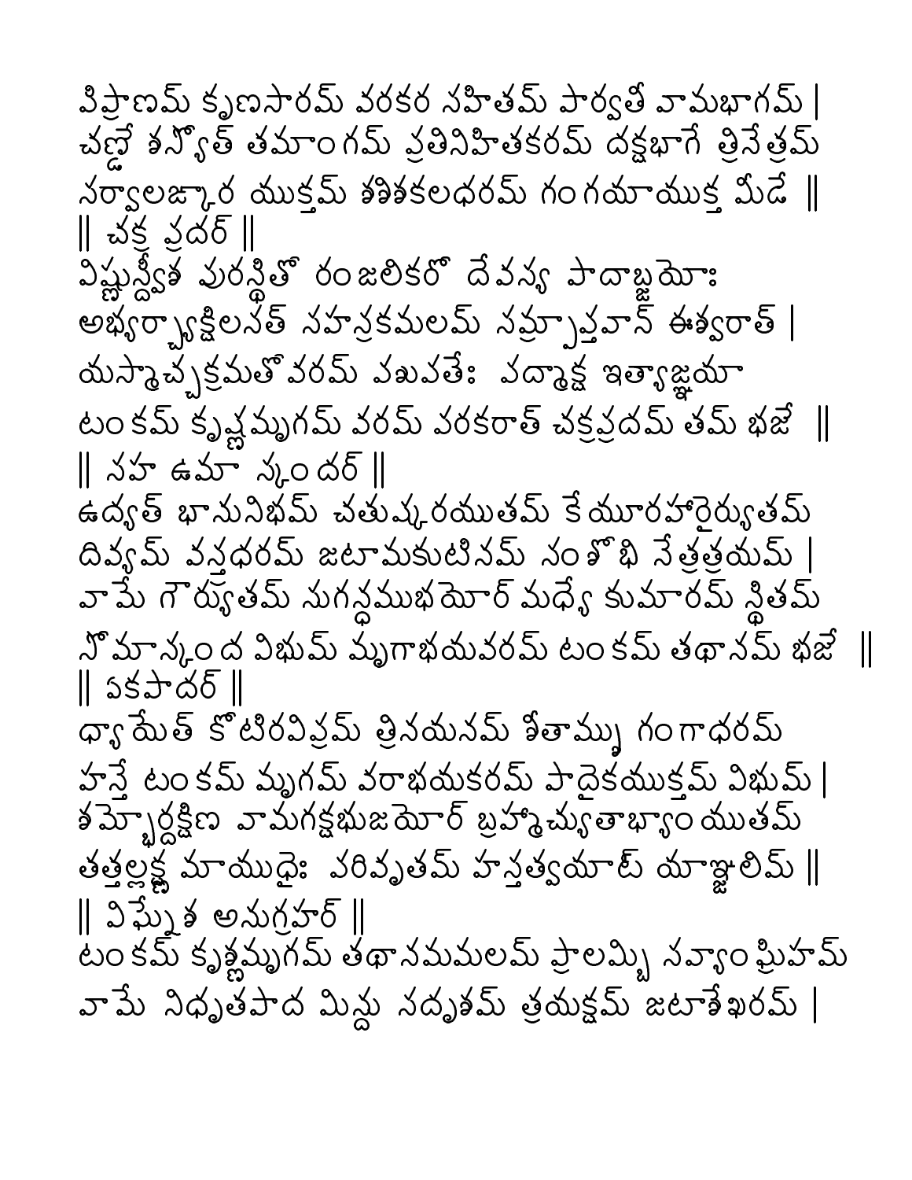విప్రాణమ్ కృణసారమ్ వరకర సహితమ్ పార్వతీ వామభాగమ్ |
చణ్డే శన్యోత్ తమాంగమ్ ప్రతినిహితకరమ్ దక్షభాగే త్రినేత్రమ్
సర్వాలఙ్కార యుక్తమ్ శశికలధరమ్ గంగయాయుక్త మీడే ||
|| చక్ర ప్రదర్ ||
విష్ణుస్త్వీశ పురస్థితో రంజలికరో దేవస్య పాదాబ్జయోః
అభ్యర్చ్యాక్షిలసత్ సహస్రకమలమ్ సమ్ప్రాప్తవాన్ ఈశ్వరాత్ |
యస్మాచ్చక్రమతో వరమ్ పశుపతేః పద్మాక్ష ఇత్యాజ్ఞయా
టంకమ్ కృష్ణమృగమ్ వరమ్ వరకరాత్ చక్రప్రదమ్ తమ్ భజే ||
|| సహ ఉమా స్కందర్ ||
ఉద్యత్ భానునిభమ్ చతుష్కరయుతమ్ కేయూరహారైర్యుతమ్
దివ్యమ్ వస్త్రధరమ్ జటామకుటినమ్ సంశోభి నేత్రత్రయమ్ |
వామే గౌర్యుతమ్ సుగన్ధముఖయోర్ మధ్యే కుమారమ్ స్థితమ్
సోమాస్కంద విభుమ్ మృగాభయవరమ్ టంకమ్ తథాసమ్ భజే ||
|| ఏకపాదర్ ||
ధ్యాయేత్ కోటిరవిప్రమ్ త్రినయనమ్ శీతామ్శు గంగాధరమ్
హస్తే టంకమ్ మృగమ్ వరాభయకరమ్ పాదైకయుక్తమ్ విభుమ్ |
శమ్భోర్దక్షిణ వామగక్షభుజయోర్ బ్రహ్మాచ్యుతాభ్యాంయుతమ్
తత్తల్లక్ష్మాయుధైః పరివృతమ్ హస్తత్వయాట్ యాఞ్జలిమ్ ||
|| విఘ్నేశ అనుగ్రహర్ ||
టంకమ్ కృష్ణమృగమ్ తథాసమమలమ్ ప్రాలమ్బి సవ్యాంఘ్రిహమ్
వామే నిధృతపాద మిన్దు సదృశమ్ త్రయక్షమ్ జటాశేఖరమ్ |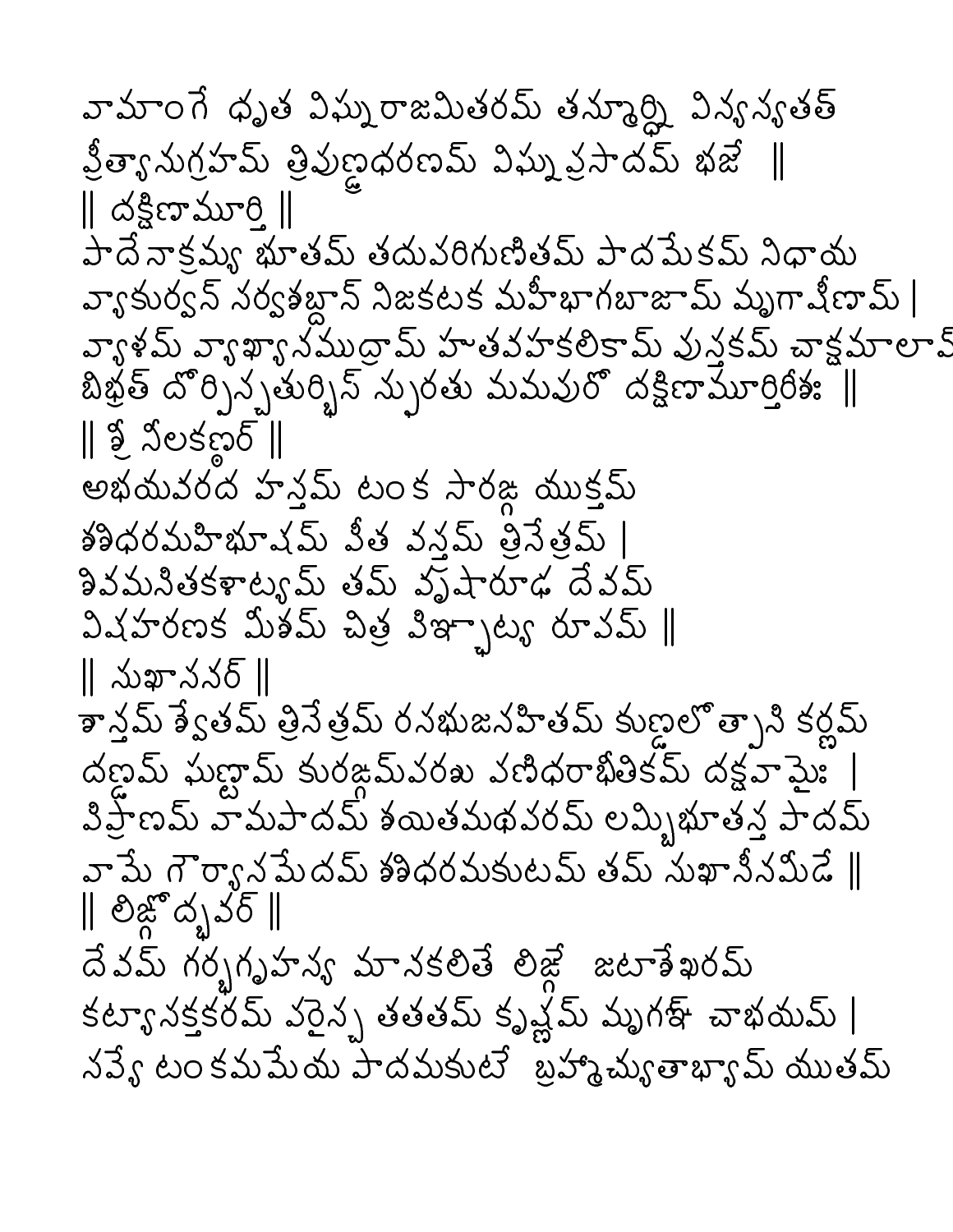వామాంగే ధృత విఘ్నరాజమితరమ్ తన్మూర్ధ్ని విన్యస్యతత్
ప్రీత్యానుగ్రహమ్ త్రిపుణ్డ్రధరణమ్ విఘ్నప్రసాదమ్ భజే ॥

|| దక్షిణామూర్తి ||

పాదేనాక్రమ్య భూతమ్ తదుపరిగుణితమ్ పాదమేకమ్ నిధాయ
వ్యాకుర్వన్ సర్వశబ్దాన్ నిజకటక మహీభాగబాజామ్ మృగాక్షీణామ్ |
వ్యాళమ్ వ్యాఖ్యానముద్రామ్ హుతవహకలికామ్ పుస్తకమ్ చాక్షమాలామ్
బిభ్రత్ దోర్భిశ్చతుర్భిస్ స్ఫురతు మమపురో దక్షిణామూర్తిరీశః ॥

|| శ్రీ నీలకణ్ఠర్ ||

అభయవరద హస్తమ్ టంక సారఙ్గ యుక్తమ్
శశిధరమహిభూషమ్ పీత వస్తమ్ త్రినేత్రమ్ |
శివమసితకళాఢ్యమ్ తమ్ వృషారూఢ దేవమ్
విషహరణక మీశమ్ చిత్ర విఞ్చాఢ్య రూపమ్ ॥

|| సుఖాసనర్ ||

శాన్తమ్ శ్వేతమ్ త్రినేత్రమ్ రసభుజనహితమ్ కుణ్డలోత్పాసి కర్ణమ్
దణ్డమ్ ఘణ్టామ్ కురఙ్గమ్వరఖ వణిధరాభీతికమ్ దక్షవామైః |
విప్రాణమ్ వామపాదమ్ శయితమథవరమ్ లమ్బిభూతస్త పాదమ్
వామే గౌర్యానమేదమ్ శశిధరమకుటమ్ తమ్ సుఖాసీనమీడే ॥

|| లిఙ్గోద్భవర్ ||

దేవమ్ గర్భగృహస్య మానకలితే లిఙ్గే జటాశేఖరమ్
కట్యాసక్తకరమ్ వరైస్చ తతతమ్ కృష్ణమ్ మృగశ్ఛ చాభయమ్ |
సవ్యే టంకమమేయ పాదమకుటే బ్రహ్మాచ్యుతాభ్యామ్ యుతమ్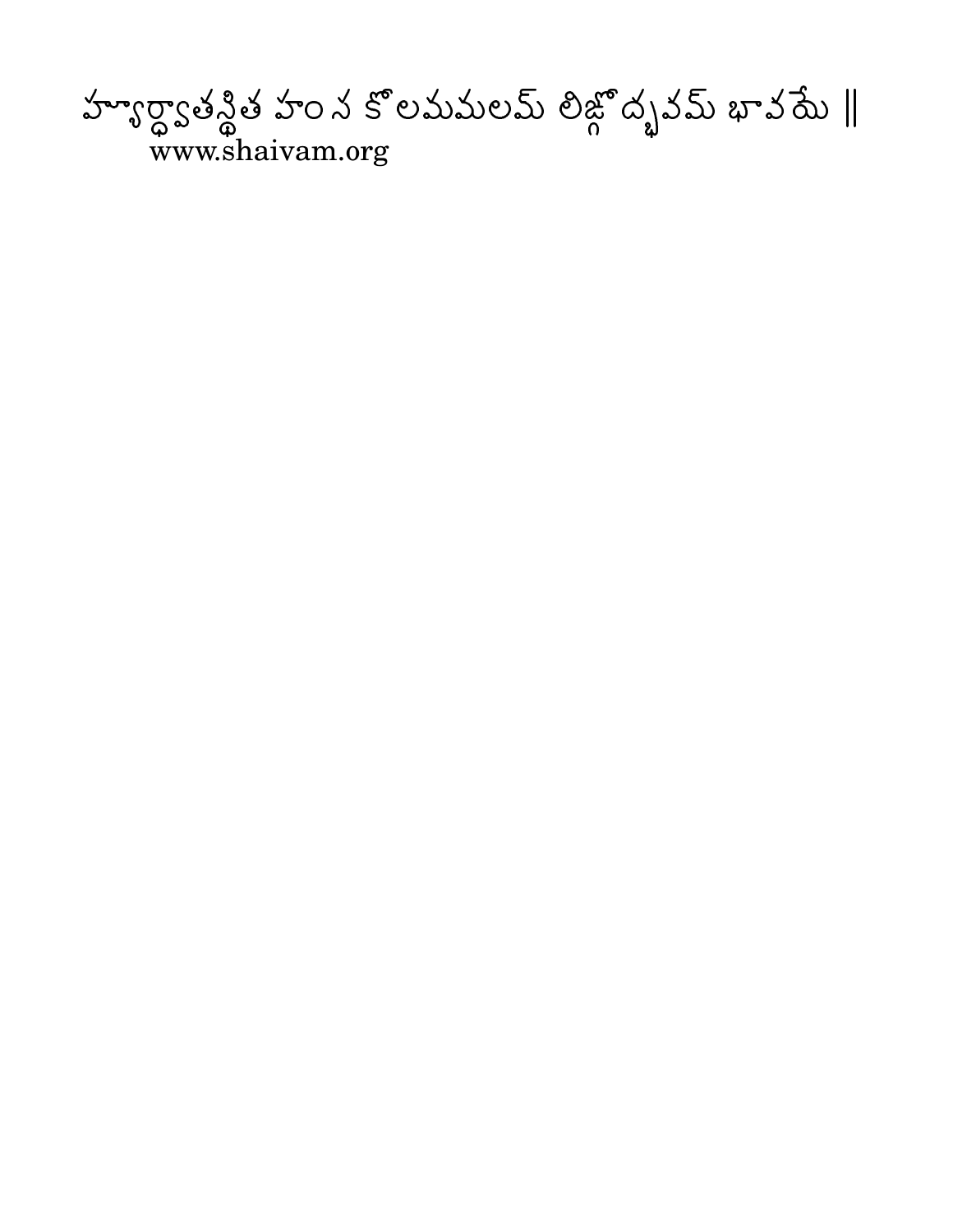హ్యూర్ధ్వాతస్థిత హంస కోలమమలమ్ లిఙ్గోద్భవమ్ భావయే ॥